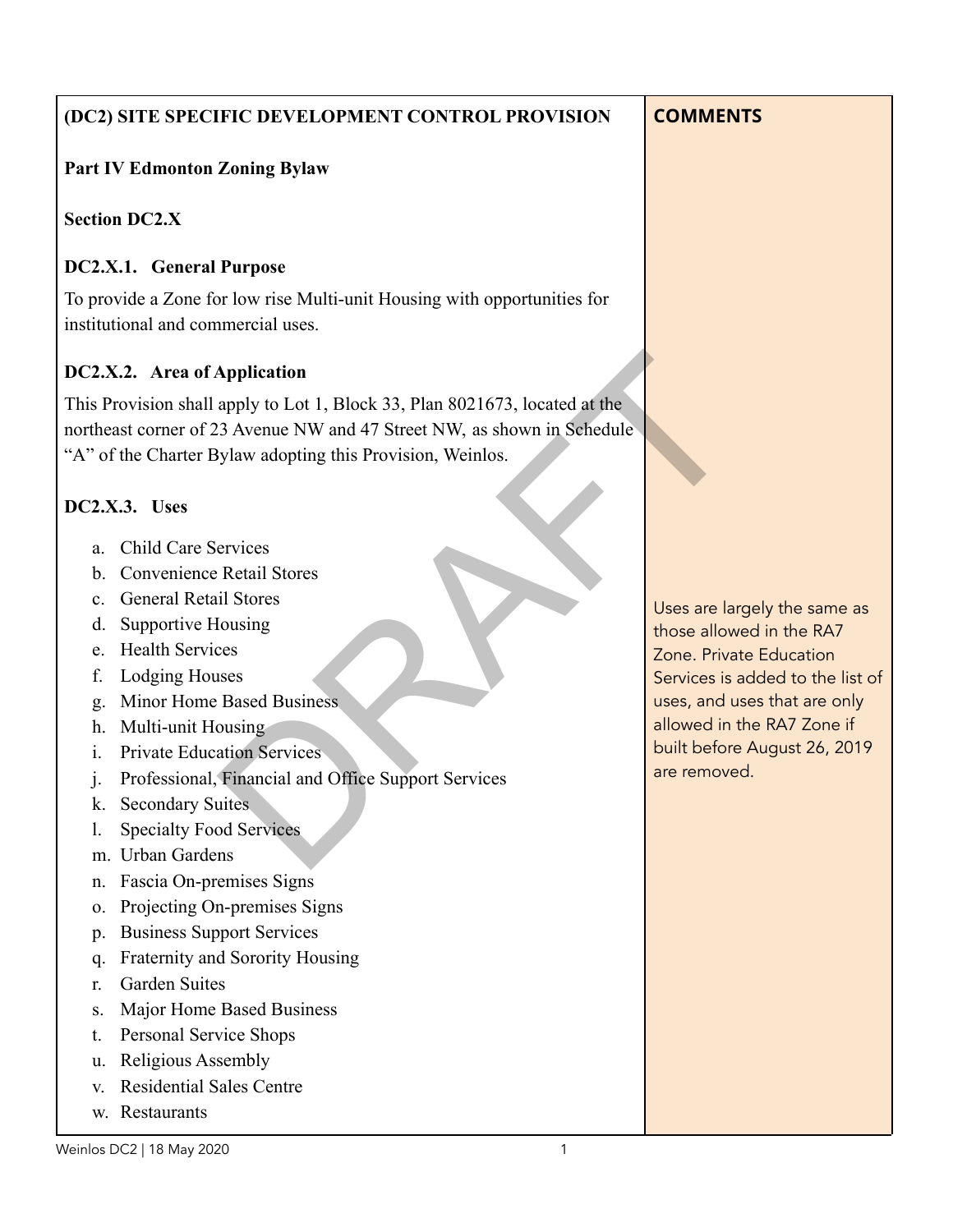| (DC2) SITE SPECIFIC DEVELOPMENT CONTROL PROVISION | COMMENTS |
|---|---|
| **Part IV Edmonton Zoning Bylaw** | |
| **Section DC2.X** | |
| **DC2.X.1. General Purpose**<br>To provide a Zone for low rise Multi-unit Housing with opportunities for institutional and commercial uses. | |
| **DC2.X.2. Area of Application**<br>This Provision shall apply to Lot 1, Block 33, Plan 8021673, located at the northeast corner of 23 Avenue NW and 47 Street NW, as shown in Schedule "A" of the Charter Bylaw adopting this Provision, Weinlos. | |
| **DC2.X.3. Uses**<br>a. Child Care Services<br>b. Convenience Retail Stores<br>c. General Retail Stores<br>d. Supportive Housing<br>e. Health Services<br>f. Lodging Houses<br>g. Minor Home Based Business<br>h. Multi-unit Housing<br>i. Private Education Services<br>j. Professional, Financial and Office Support Services<br>k. Secondary Suites<br>l. Specialty Food Services<br>m. Urban Gardens<br>n. Fascia On-premises Signs<br>o. Projecting On-premises Signs<br>p. Business Support Services<br>q. Fraternity and Sorority Housing<br>r. Garden Suites<br>s. Major Home Based Business<br>t. Personal Service Shops<br>u. Religious Assembly<br>v. Residential Sales Centre<br>w. Restaurants | Uses are largely the same as those allowed in the RA7 Zone. Private Education Services is added to the list of uses, and uses that are only allowed in the RA7 Zone if built before August 26, 2019 are removed. |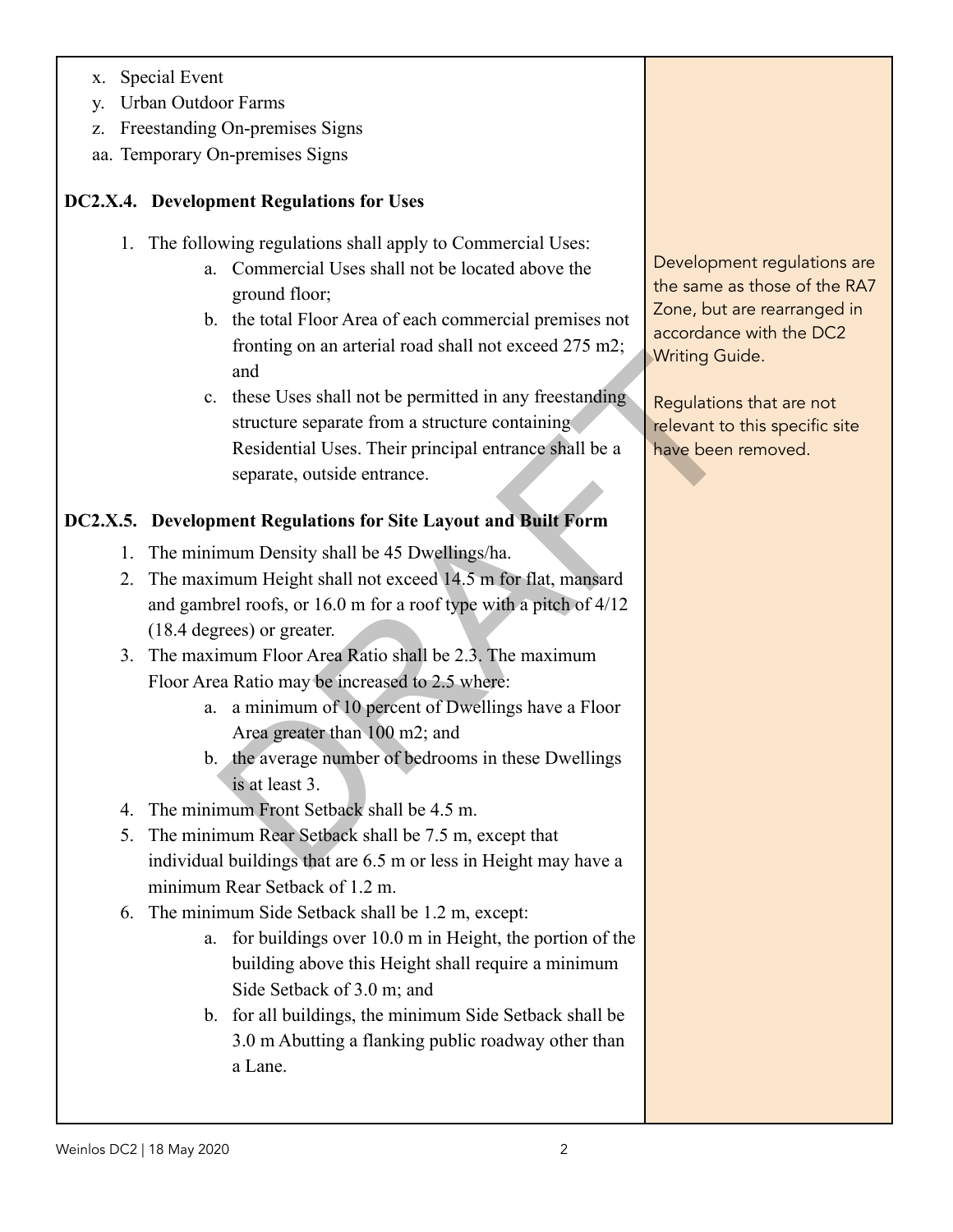x. Special Event
y. Urban Outdoor Farms
z. Freestanding On-premises Signs
aa. Temporary On-premises Signs

### DC2.X.4. Development Regulations for Uses

1. The following regulations shall apply to Commercial Uses:
   a. Commercial Uses shall not be located above the ground floor;
   b. the total Floor Area of each commercial premises not fronting on an arterial road shall not exceed 275 m2; and
   c. these Uses shall not be permitted in any freestanding structure separate from a structure containing Residential Uses. Their principal entrance shall be a separate, outside entrance.

Development regulations are the same as those of the RA7 Zone, but are rearranged in accordance with the DC2 Writing Guide.

Regulations that are not relevant to this specific site have been removed.

### DC2.X.5. Development Regulations for Site Layout and Built Form

1. The minimum Density shall be 45 Dwellings/ha.
2. The maximum Height shall not exceed 14.5 m for flat, mansard and gambrel roofs, or 16.0 m for a roof type with a pitch of 4/12 (18.4 degrees) or greater.
3. The maximum Floor Area Ratio shall be 2.3. The maximum Floor Area Ratio may be increased to 2.5 where:
   a. a minimum of 10 percent of Dwellings have a Floor Area greater than 100 m2; and
   b. the average number of bedrooms in these Dwellings is at least 3.
4. The minimum Front Setback shall be 4.5 m.
5. The minimum Rear Setback shall be 7.5 m, except that individual buildings that are 6.5 m or less in Height may have a minimum Rear Setback of 1.2 m.
6. The minimum Side Setback shall be 1.2 m, except:
   a. for buildings over 10.0 m in Height, the portion of the building above this Height shall require a minimum Side Setback of 3.0 m; and
   b. for all buildings, the minimum Side Setback shall be 3.0 m Abutting a flanking public roadway other than a Lane.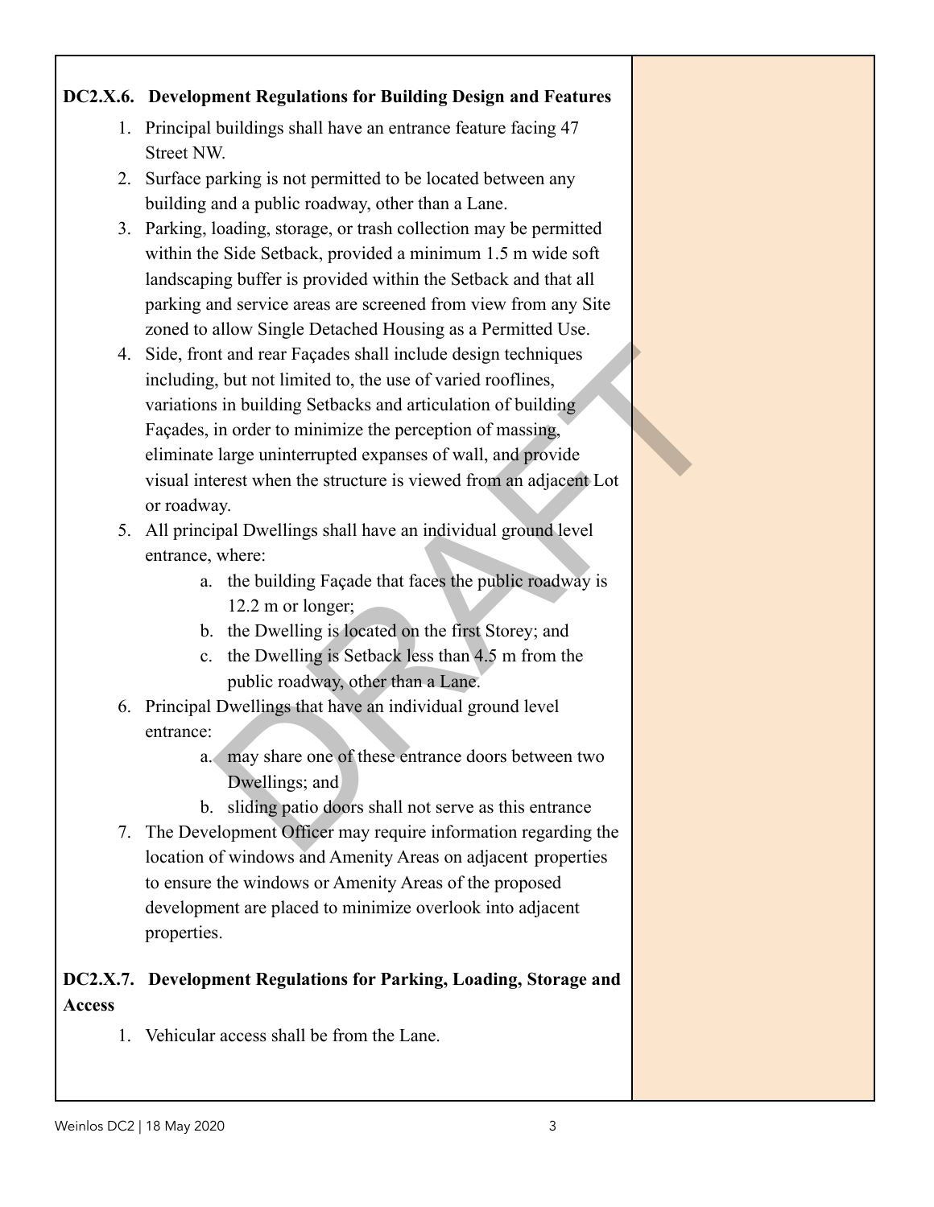### DC2.X.6. Development Regulations for Building Design and Features

1. Principal buildings shall have an entrance feature facing 47 Street NW.
2. Surface parking is not permitted to be located between any building and a public roadway, other than a Lane.
3. Parking, loading, storage, or trash collection may be permitted within the Side Setback, provided a minimum 1.5 m wide soft landscaping buffer is provided within the Setback and that all parking and service areas are screened from view from any Site zoned to allow Single Detached Housing as a Permitted Use.
4. Side, front and rear Façades shall include design techniques including, but not limited to, the use of varied rooflines, variations in building Setbacks and articulation of building Façades, in order to minimize the perception of massing, eliminate large uninterrupted expanses of wall, and provide visual interest when the structure is viewed from an adjacent Lot or roadway.
5. All principal Dwellings shall have an individual ground level entrance, where:
   a. the building Façade that faces the public roadway is 12.2 m or longer;
   b. the Dwelling is located on the first Storey; and
   c. the Dwelling is Setback less than 4.5 m from the public roadway, other than a Lane.
6. Principal Dwellings that have an individual ground level entrance:
   a. may share one of these entrance doors between two Dwellings; and
   b. sliding patio doors shall not serve as this entrance
7. The Development Officer may require information regarding the location of windows and Amenity Areas on adjacent properties to ensure the windows or Amenity Areas of the proposed development are placed to minimize overlook into adjacent properties.

### DC2.X.7. Development Regulations for Parking, Loading, Storage and Access

1. Vehicular access shall be from the Lane.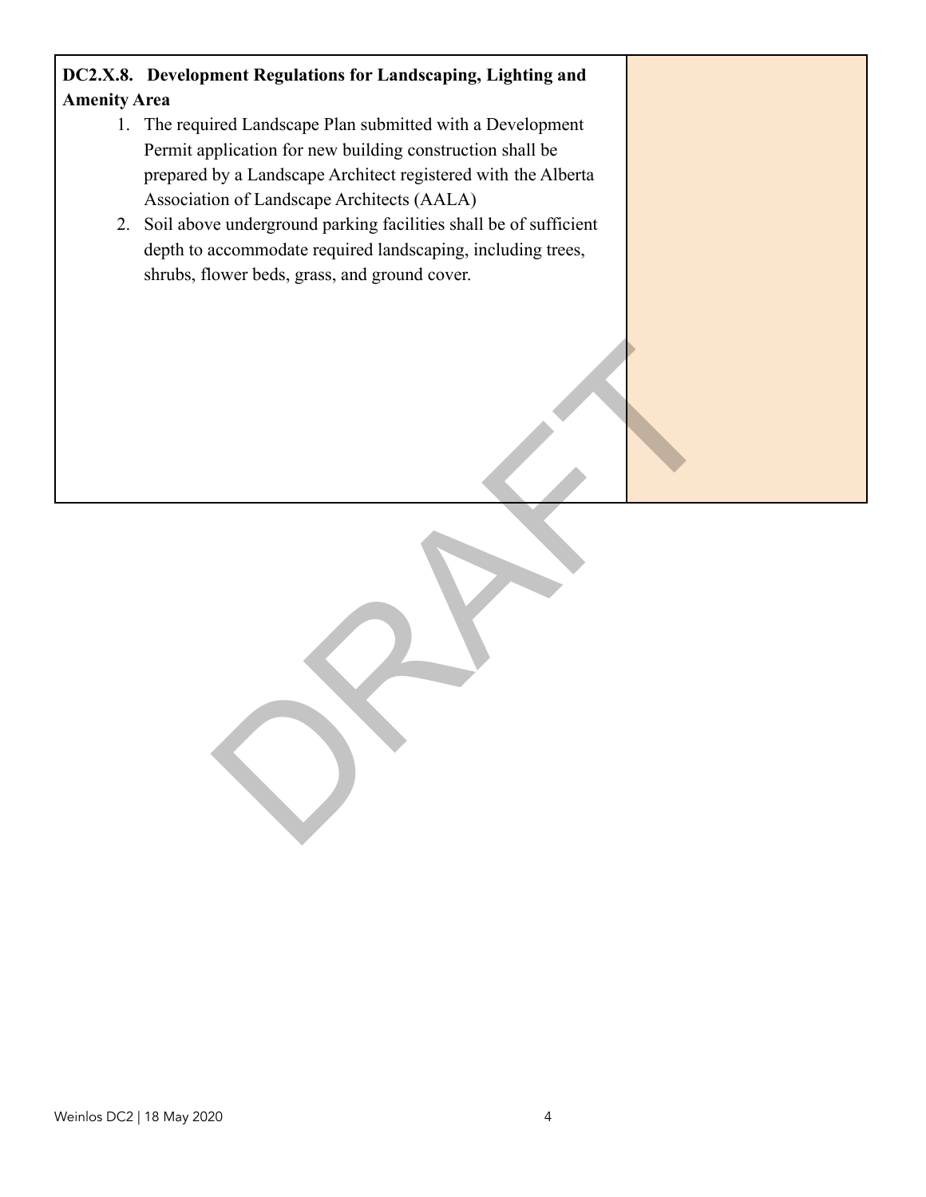| | |
|---|---|
| **DC2.X.8. Development Regulations for Landscaping, Lighting and Amenity Area**<br>1. The required Landscape Plan submitted with a Development Permit application for new building construction shall be prepared by a Landscape Architect registered with the Alberta Association of Landscape Architects (AALA)<br>2. Soil above underground parking facilities shall be of sufficient depth to accommodate required landscaping, including trees, shrubs, flower beds, grass, and ground cover. | |

DRAFT